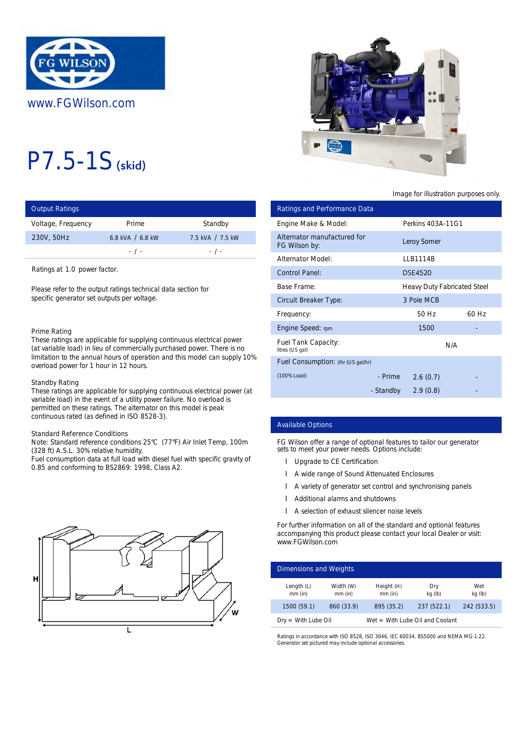www.FGWilson.com

# P7.5-1S (skid)

Image for illustration purposes only.

## Output Ratings

| Voltage, Frequency | Prime | Standby |
|---|---|---|
| 230V, 50Hz | 6.8 kVA / 6.8 kW | 7.5 kVA / 7.5 kW |
| | - / - | - / - |

Ratings at 1.0 power factor.

Please refer to the output ratings technical data section for specific generator set outputs per voltage.

Prime Rating
These ratings are applicable for supplying continuous electrical power (at variable load) in lieu of commercially purchased power. There is no limitation to the annual hours of operation and this model can supply 10% overload power for 1 hour in 12 hours.

Standby Rating
These ratings are applicable for supplying continuous electrical power (at variable load) in the event of a utility power failure. No overload is permitted on these ratings. The alternator on this model is peak continuous rated (as defined in ISO 8528-3).

Standard Reference Conditions
Note: Standard reference conditions 25°C (77°F) Air Inlet Temp, 100m (328 ft) A.S.L. 30% relative humidity.
Fuel consumption data at full load with diesel fuel with specific gravity of 0.85 and conforming to BS2869: 1998, Class A2.

## Ratings and Performance Data

| | | | |
|---|---|---|---|
| Engine Make & Model: | Perkins 403A-11G1 | | |
| Alternator manufactured for FG Wilson by: | Leroy Somer | | |
| Alternator Model: | LLB1114B | | |
| Control Panel: | DSE4520 | | |
| Base Frame: | Heavy Duty Fabricated Steel | | |
| Circuit Breaker Type: | 3 Pole MCB | | |
| Frequency: | | 50 Hz | 60 Hz |
| Engine Speed: rpm | | 1500 | - |
| Fuel Tank Capacity: litres (US gal) | | N/A | |
| Fuel Consumption: l/hr (US gal/hr) | | | |
| (100% Load) | - Prime | 2.6 (0.7) | - |
| | - Standby | 2.9 (0.8) | - |

## Available Options

FG Wilson offer a range of optional features to tailor our generator sets to meet your power needs. Options include:

- Upgrade to CE Certification
- A wide range of Sound Attenuated Enclosures
- A variety of generator set control and synchronising panels
- Additional alarms and shutdowns
- A selection of exhaust silencer noise levels

For further information on all of the standard and optional features accompanying this product please contact your local Dealer or visit: www.FGWilson.com

## Dimensions and Weights

| Length (L) mm (in) | Width (W) mm (in) | Height (H) mm (in) | Dry kg (lb) | Wet kg (lb) |
|---|---|---|---|---|
| 1500 (59.1) | 860 (33.9) | 895 (35.2) | 237 (522.1) | 242 (533.5) |

Dry = With Lube Oil Wet = With Lube Oil and Coolant

Ratings in accordance with ISO 8528, ISO 3046, IEC 60034, BS5000 and NEMA MG-1.22.
Generator set pictured may include optional accessories.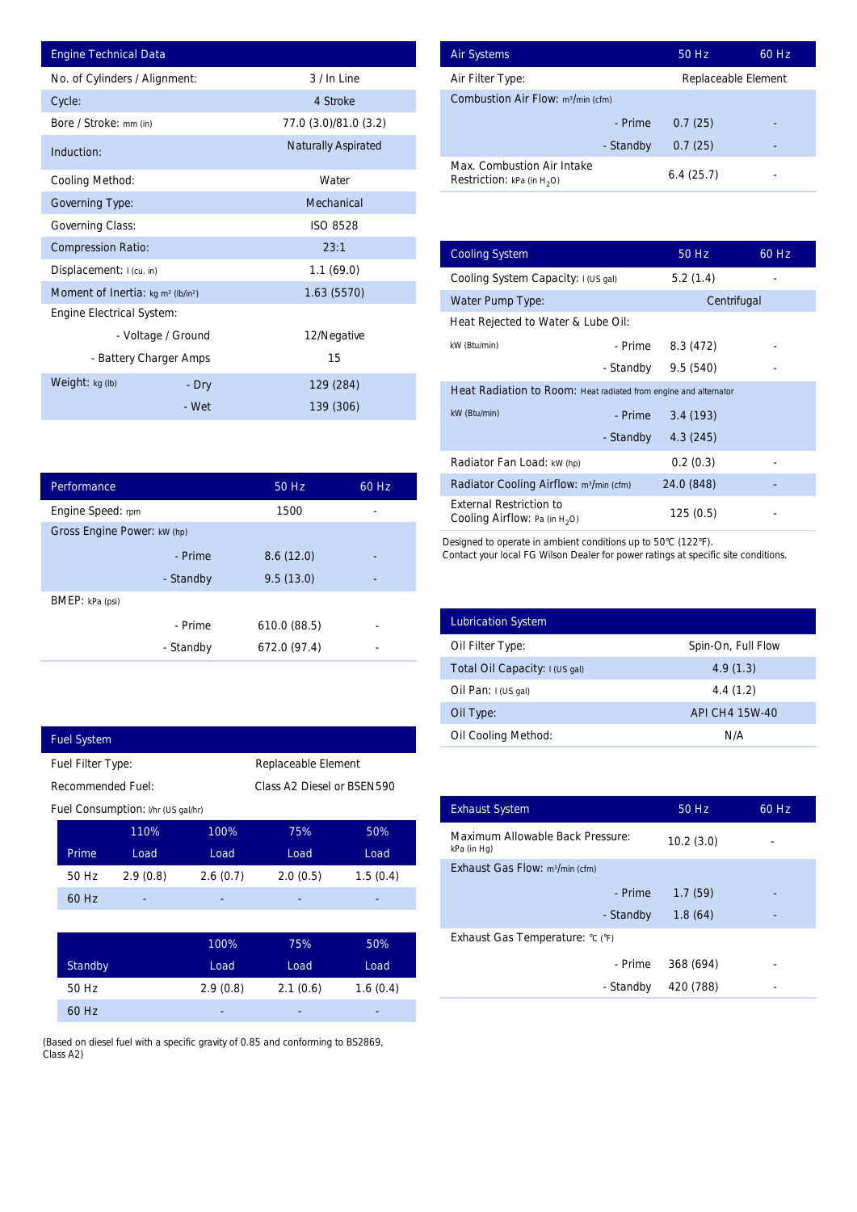| Engine Technical Data | |
|---|---|
| No. of Cylinders / Alignment: | 3 / In Line |
| Cycle: | 4 Stroke |
| Bore / Stroke: mm (in) | 77.0 (3.0)/81.0 (3.2) |
| Induction: | Naturally Aspirated |
| Cooling Method: | Water |
| Governing Type: | Mechanical |
| Governing Class: | ISO 8528 |
| Compression Ratio: | 23:1 |
| Displacement: l (cu. in) | 1.1 (69.0) |
| Moment of Inertia: kg m² (lb/in²) | 1.63 (5570) |
| Engine Electrical System: | |
| - Voltage / Ground | 12/Negative |
| - Battery Charger Amps | 15 |
| Weight: kg (lb) - Dry | 129 (284) |
| - Wet | 139 (306) |

| Performance | 50 Hz | 60 Hz |
|---|---|---|
| Engine Speed: rpm | 1500 | - |
| Gross Engine Power: kW (hp) | | |
| - Prime | 8.6 (12.0) | - |
| - Standby | 9.5 (13.0) | - |
| BMEP: kPa (psi) | | |
| - Prime | 610.0 (88.5) | - |
| - Standby | 672.0 (97.4) | - |

| Fuel System | |
|---|---|
| Fuel Filter Type: | Replaceable Element |
| Recommended Fuel: | Class A2 Diesel or BSEN590 |
| Fuel Consumption: l/hr (US gal/hr) | |

| Prime | 110% Load | 100% Load | 75% Load | 50% Load |
|---|---|---|---|---|
| 50 Hz | 2.9 (0.8) | 2.6 (0.7) | 2.0 (0.5) | 1.5 (0.4) |
| 60 Hz | - | - | - | - |

| Standby | 100% Load | 75% Load | 50% Load |
|---|---|---|---|
| 50 Hz | 2.9 (0.8) | 2.1 (0.6) | 1.6 (0.4) |
| 60 Hz | - | - | - |

(Based on diesel fuel with a specific gravity of 0.85 and conforming to BS2869, Class A2)

| Air Systems | 50 Hz | 60 Hz |
|---|---|---|
| Air Filter Type: | Replaceable Element | |
| Combustion Air Flow: m³/min (cfm) | | |
| - Prime | 0.7 (25) | - |
| - Standby | 0.7 (25) | - |
| Max. Combustion Air Intake Restriction: kPa (in $H_2O$) | 6.4 (25.7) | - |

| Cooling System | 50 Hz | 60 Hz |
|---|---|---|
| Cooling System Capacity: l (US gal) | 5.2 (1.4) | - |
| Water Pump Type: | Centrifugal | |
| Heat Rejected to Water & Lube Oil: | | |
| kW (Btu/min) - Prime | 8.3 (472) | - |
| - Standby | 9.5 (540) | - |
| Heat Radiation to Room: Heat radiated from engine and alternator | | |
| kW (Btu/min) - Prime | 3.4 (193) | - |
| - Standby | 4.3 (245) | - |
| Radiator Fan Load: kW (hp) | 0.2 (0.3) | - |
| Radiator Cooling Airflow: m³/min (cfm) | 24.0 (848) | - |
| External Restriction to Cooling Airflow: Pa (in $H_2O$) | 125 (0.5) | - |

Designed to operate in ambient conditions up to 50℃ (122℉).
Contact your local FG Wilson Dealer for power ratings at specific site conditions.

| Lubrication System | |
|---|---|
| Oil Filter Type: | Spin-On, Full Flow |
| Total Oil Capacity: l (US gal) | 4.9 (1.3) |
| Oil Pan: l (US gal) | 4.4 (1.2) |
| Oil Type: | API CH4 15W-40 |
| Oil Cooling Method: | N/A |

| Exhaust System | 50 Hz | 60 Hz |
|---|---|---|
| Maximum Allowable Back Pressure: kPa (in Hg) | 10.2 (3.0) | - |
| Exhaust Gas Flow: m³/min (cfm) | | |
| - Prime | 1.7 (59) | - |
| - Standby | 1.8 (64) | - |
| Exhaust Gas Temperature: ℃ (℉) | | |
| - Prime | 368 (694) | - |
| - Standby | 420 (788) | - |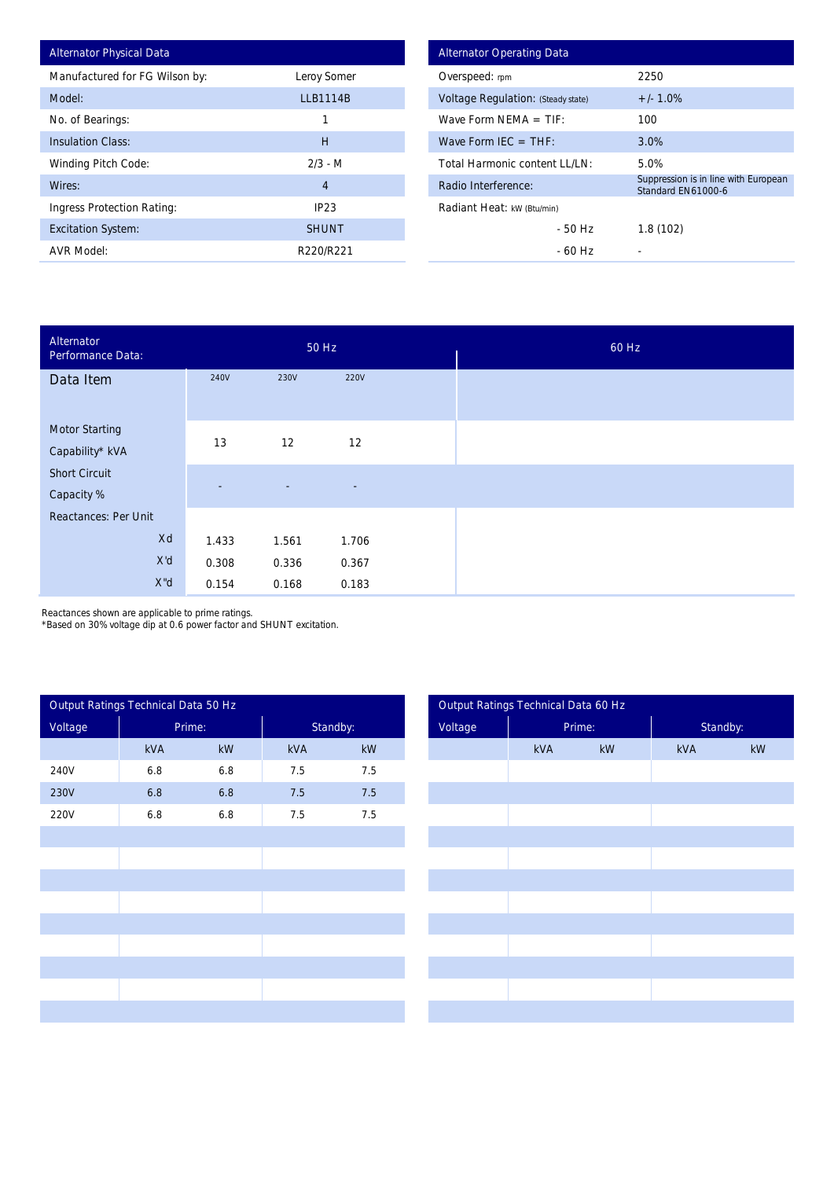| Alternator Physical Data | |
|---|---|
| Manufactured for FG Wilson by: | Leroy Somer |
| Model: | LLB1114B |
| No. of Bearings: | 1 |
| Insulation Class: | H |
| Winding Pitch Code: | 2/3 - M |
| Wires: | 4 |
| Ingress Protection Rating: | IP23 |
| Excitation System: | SHUNT |
| AVR Model: | R220/R221 |

| Alternator Operating Data | |
|---|---|
| Overspeed: rpm | 2250 |
| Voltage Regulation: (Steady state) | +/- 1.0% |
| Wave Form NEMA = TIF: | 100 |
| Wave Form IEC = THF: | 3.0% |
| Total Harmonic content LL/LN: | 5.0% |
| Radio Interference: | Suppression is in line with European Standard EN61000-6 |
| Radiant Heat: kW (Btu/min) | |
| - 50 Hz | 1.8 (102) |
| - 60 Hz | - |

| Alternator Performance Data: | 50 Hz | | | 60 Hz |
|---|---|---|---|---|
| Data Item | 240V | 230V | 220V | |
| Motor Starting Capability* kVA | 13 | 12 | 12 | |
| Short Circuit Capacity % | - | - | - | |
| Reactances: Per Unit | | | | |
| Xd | 1.433 | 1.561 | 1.706 | |
| X'd | 0.308 | 0.336 | 0.367 | |
| X"d | 0.154 | 0.168 | 0.183 | |

Reactances shown are applicable to prime ratings.
*Based on 30% voltage dip at 0.6 power factor and SHUNT excitation.

| Output Ratings Technical Data 50 Hz | | | | |
|---|---|---|---|---|
| Voltage | Prime: | | Standby: | |
| | kVA | kW | kVA | kW |
| 240V | 6.8 | 6.8 | 7.5 | 7.5 |
| 230V | 6.8 | 6.8 | 7.5 | 7.5 |
| 220V | 6.8 | 6.8 | 7.5 | 7.5 |

| Output Ratings Technical Data 60 Hz | | | | |
|---|---|---|---|---|
| Voltage | Prime: | | Standby: | |
| | kVA | kW | kVA | kW |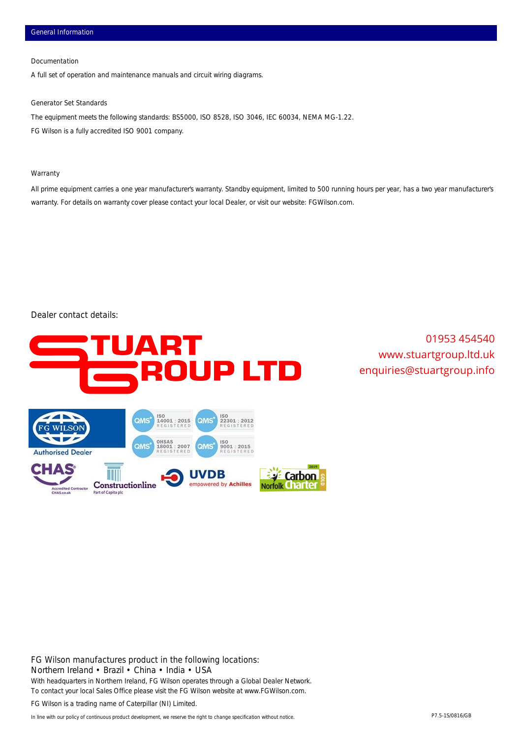## General Information

### Documentation

A full set of operation and maintenance manuals and circuit wiring diagrams.

### Generator Set Standards

The equipment meets the following standards: BS5000, ISO 8528, ISO 3046, IEC 60034, NEMA MG-1.22.

FG Wilson is a fully accredited ISO 9001 company.

### Warranty

All prime equipment carries a one year manufacturer's warranty. Standby equipment, limited to 500 running hours per year, has a two year manufacturer's warranty. For details on warranty cover please contact your local Dealer, or visit our website: FGWilson.com.

Dealer contact details:

STUART GROUP LTD

01953 454540
www.stuartgroup.ltd.uk
enquiries@stuartgroup.info

FG WILSON Authorised Dealer

QMS ISO 14001 : 2015 REGISTERED
QMS ISO 22301 : 2012 REGISTERED
QMS OHSAS 18001 : 2007 REGISTERED
QMS ISO 9001 : 2015 REGISTERED

CHAS Accredited Contractor CHAS.co.uk
Constructionline Part of Capita plc
UVDB empowered by Achilles
2019 Norfolk Carbon Charter GOLD

FG Wilson manufactures product in the following locations:
Northern Ireland • Brazil • China • India • USA

With headquarters in Northern Ireland, FG Wilson operates through a Global Dealer Network.
To contact your local Sales Office please visit the FG Wilson website at www.FGWilson.com.

FG Wilson is a trading name of Caterpillar (NI) Limited.

In line with our policy of continuous product development, we reserve the right to change specification without notice.

P7.5-1S/0816/GB